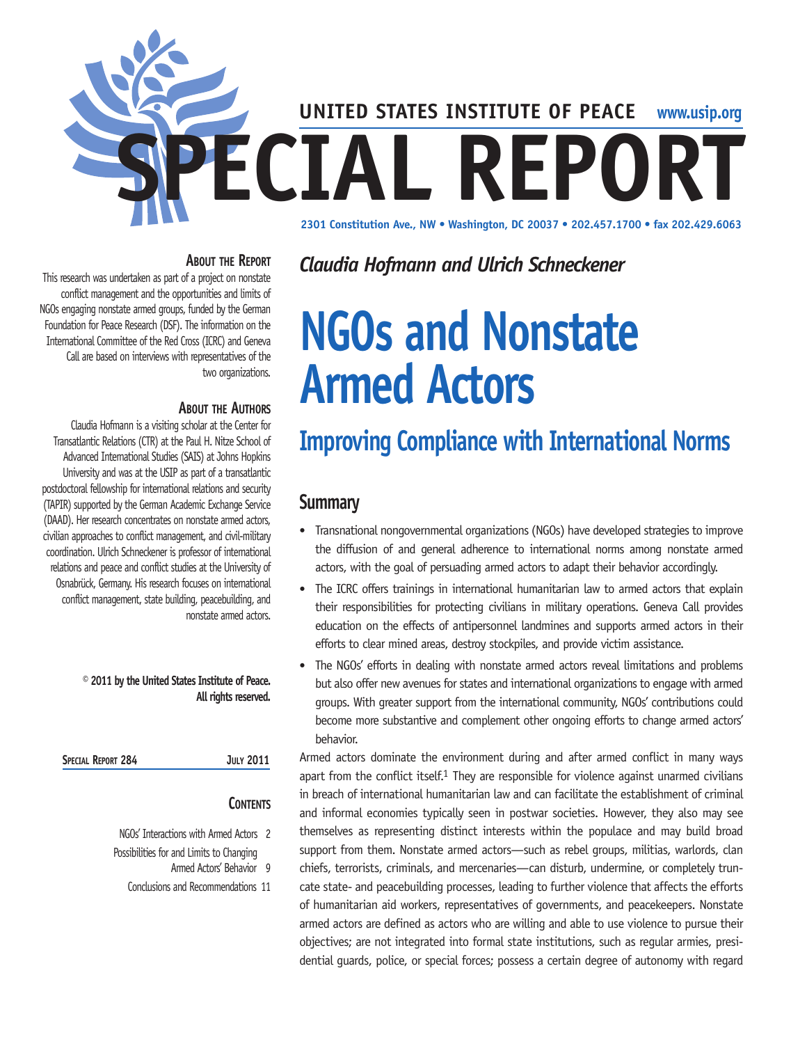UNITED STATES INSTITUTE OF PEACE www.usip.org

# SPECIAL REPORT

2301 Constitution Ave., NW • Washington, DC 20037 • 202.457.1700 • fax 202.429.6063

### About the Report

This research was undertaken as part of a project on nonstate conflict management and the opportunities and limits of NGOs engaging nonstate armed groups, funded by the German Foundation for Peace Research (DSF). The information on the International Committee of the Red Cross (ICRC) and Geneva Call are based on interviews with representatives of the two organizations.

### About the Authors

Claudia Hofmann is a visiting scholar at the Center for Transatlantic Relations (CTR) at the Paul H. Nitze School of Advanced International Studies (SAIS) at Johns Hopkins University and was at the USIP as part of a transatlantic postdoctoral fellowship for international relations and security (TAPIR) supported by the German Academic Exchange Service (DAAD). Her research concentrates on nonstate armed actors, civilian approaches to conflict management, and civil-military coordination. Ulrich Schneckener is professor of international relations and peace and conflict studies at the University of Osnabrück, Germany. His research focuses on international conflict management, state building, peacebuilding, and nonstate armed actors.

**© 2011 by the United States Institute of Peace. All rights reserved.**

**Special Report 284 — July 2011**

### Contents

NGOs' Interactions with Armed Actors 2
Possibilities for and Limits to Changing Armed Actors' Behavior 9
Conclusions and Recommendations 11

*Claudia Hofmann and Ulrich Schneckener*

# NGOs and Nonstate Armed Actors

## Improving Compliance with International Norms

## Summary

- Transnational nongovernmental organizations (NGOs) have developed strategies to improve the diffusion of and general adherence to international norms among nonstate armed actors, with the goal of persuading armed actors to adapt their behavior accordingly.
- The ICRC offers trainings in international humanitarian law to armed actors that explain their responsibilities for protecting civilians in military operations. Geneva Call provides education on the effects of antipersonnel landmines and supports armed actors in their efforts to clear mined areas, destroy stockpiles, and provide victim assistance.
- The NGOs' efforts in dealing with nonstate armed actors reveal limitations and problems but also offer new avenues for states and international organizations to engage with armed groups. With greater support from the international community, NGOs' contributions could become more substantive and complement other ongoing efforts to change armed actors' behavior.

Armed actors dominate the environment during and after armed conflict in many ways apart from the conflict itself.[1] They are responsible for violence against unarmed civilians in breach of international humanitarian law and can facilitate the establishment of criminal and informal economies typically seen in postwar societies. However, they also may see themselves as representing distinct interests within the populace and may build broad support from them. Nonstate armed actors—such as rebel groups, militias, warlords, clan chiefs, terrorists, criminals, and mercenaries—can disturb, undermine, or completely truncate state- and peacebuilding processes, leading to further violence that affects the efforts of humanitarian aid workers, representatives of governments, and peacekeepers. Nonstate armed actors are defined as actors who are willing and able to use violence to pursue their objectives; are not integrated into formal state institutions, such as regular armies, presidential guards, police, or special forces; possess a certain degree of autonomy with regard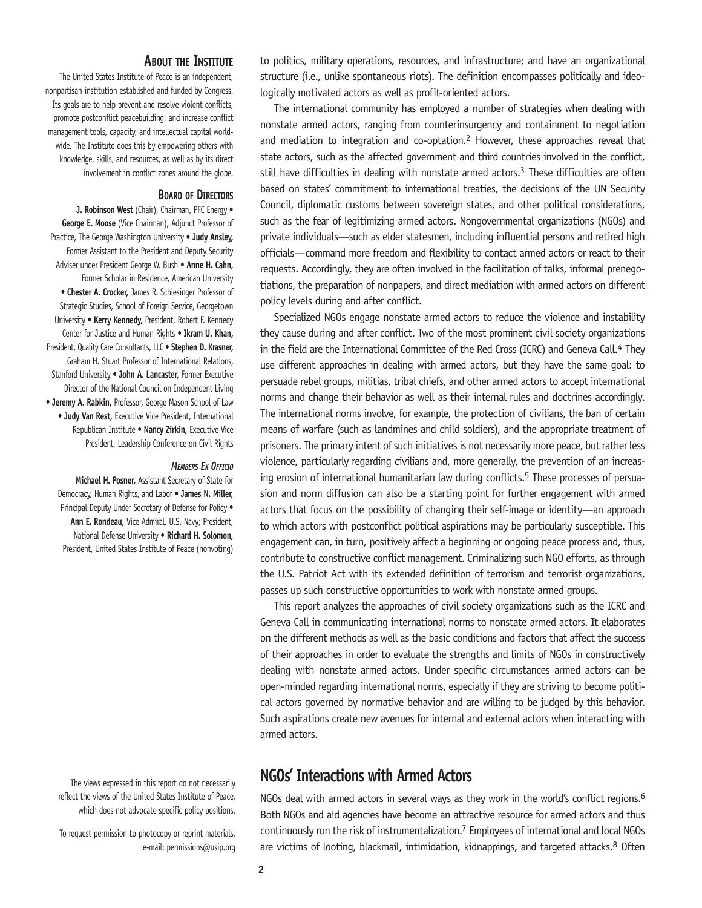### About the Institute

The United States Institute of Peace is an independent, nonpartisan institution established and funded by Congress. Its goals are to help prevent and resolve violent conflicts, promote postconflict peacebuilding, and increase conflict management tools, capacity, and intellectual capital worldwide. The Institute does this by empowering others with knowledge, skills, and resources, as well as by its direct involvement in conflict zones around the globe.

### Board of Directors

**J. Robinson West** (Chair), Chairman, PFC Energy • **George E. Moose** (Vice Chairman), Adjunct Professor of Practice, The George Washington University • **Judy Ansley,** Former Assistant to the President and Deputy Security Adviser under President George W. Bush • **Anne H. Cahn,** Former Scholar in Residence, American University • **Chester A. Crocker,** James R. Schlesinger Professor of Strategic Studies, School of Foreign Service, Georgetown University • **Kerry Kennedy,** President, Robert F. Kennedy Center for Justice and Human Rights • **Ikram U. Khan,** President, Quality Care Consultants, LLC • **Stephen D. Krasner,** Graham H. Stuart Professor of International Relations, Stanford University • **John A. Lancaster,** Former Executive Director of the National Council on Independent Living • **Jeremy A. Rabkin,** Professor, George Mason School of Law • **Judy Van Rest,** Executive Vice President, International Republican Institute • **Nancy Zirkin,** Executive Vice President, Leadership Conference on Civil Rights

#### *Members Ex Officio*

**Michael H. Posner,** Assistant Secretary of State for Democracy, Human Rights, and Labor • **James N. Miller,** Principal Deputy Under Secretary of Defense for Policy • **Ann E. Rondeau,** Vice Admiral, U.S. Navy; President, National Defense University • **Richard H. Solomon,** President, United States Institute of Peace (nonvoting)

The views expressed in this report do not necessarily reflect the views of the United States Institute of Peace, which does not advocate specific policy positions.

To request permission to photocopy or reprint materials, e-mail: permissions@usip.org

to politics, military operations, resources, and infrastructure; and have an organizational structure (i.e., unlike spontaneous riots). The definition encompasses politically and ideologically motivated actors as well as profit-oriented actors.

The international community has employed a number of strategies when dealing with nonstate armed actors, ranging from counterinsurgency and containment to negotiation and mediation to integration and co-optation.[2] However, these approaches reveal that state actors, such as the affected government and third countries involved in the conflict, still have difficulties in dealing with nonstate armed actors.[3] These difficulties are often based on states' commitment to international treaties, the decisions of the UN Security Council, diplomatic customs between sovereign states, and other political considerations, such as the fear of legitimizing armed actors. Nongovernmental organizations (NGOs) and private individuals—such as elder statesmen, including influential persons and retired high officials—command more freedom and flexibility to contact armed actors or react to their requests. Accordingly, they are often involved in the facilitation of talks, informal prenegotiations, the preparation of nonpapers, and direct mediation with armed actors on different policy levels during and after conflict.

Specialized NGOs engage nonstate armed actors to reduce the violence and instability they cause during and after conflict. Two of the most prominent civil society organizations in the field are the International Committee of the Red Cross (ICRC) and Geneva Call.[4] They use different approaches in dealing with armed actors, but they have the same goal: to persuade rebel groups, militias, tribal chiefs, and other armed actors to accept international norms and change their behavior as well as their internal rules and doctrines accordingly. The international norms involve, for example, the protection of civilians, the ban of certain means of warfare (such as landmines and child soldiers), and the appropriate treatment of prisoners. The primary intent of such initiatives is not necessarily more peace, but rather less violence, particularly regarding civilians and, more generally, the prevention of an increasing erosion of international humanitarian law during conflicts.[5] These processes of persuasion and norm diffusion can also be a starting point for further engagement with armed actors that focus on the possibility of changing their self-image or identity—an approach to which actors with postconflict political aspirations may be particularly susceptible. This engagement can, in turn, positively affect a beginning or ongoing peace process and, thus, contribute to constructive conflict management. Criminalizing such NGO efforts, as through the U.S. Patriot Act with its extended definition of terrorism and terrorist organizations, passes up such constructive opportunities to work with nonstate armed groups.

This report analyzes the approaches of civil society organizations such as the ICRC and Geneva Call in communicating international norms to nonstate armed actors. It elaborates on the different methods as well as the basic conditions and factors that affect the success of their approaches in order to evaluate the strengths and limits of NGOs in constructively dealing with nonstate armed actors. Under specific circumstances armed actors can be open-minded regarding international norms, especially if they are striving to become political actors governed by normative behavior and are willing to be judged by this behavior. Such aspirations create new avenues for internal and external actors when interacting with armed actors.

## NGOs' Interactions with Armed Actors

NGOs deal with armed actors in several ways as they work in the world's conflict regions.[6] Both NGOs and aid agencies have become an attractive resource for armed actors and thus continuously run the risk of instrumentalization.[7] Employees of international and local NGOs are victims of looting, blackmail, intimidation, kidnappings, and targeted attacks.[8] Often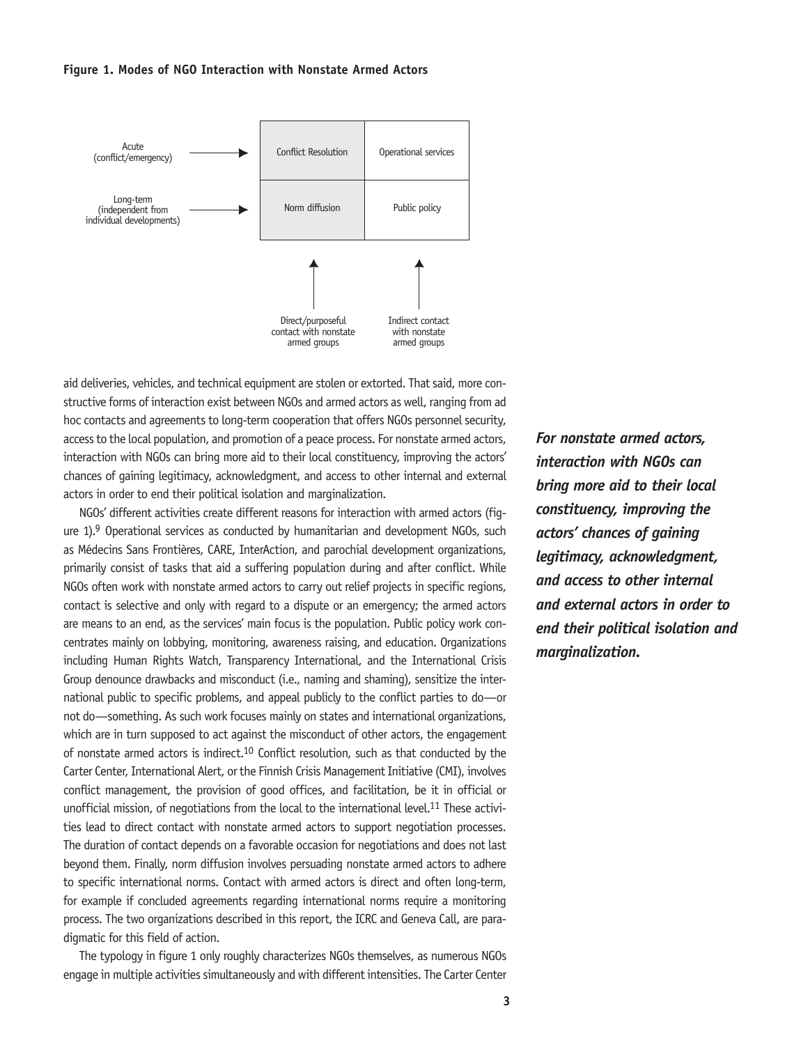**Figure 1. Modes of NGO Interaction with Nonstate Armed Actors**

| | Direct/purposeful contact with nonstate armed groups | Indirect contact with nonstate armed groups |
|---|---|---|
| Acute (conflict/emergency) | Conflict Resolution | Operational services |
| Long-term (independent from individual developments) | Norm diffusion | Public policy |

aid deliveries, vehicles, and technical equipment are stolen or extorted. That said, more constructive forms of interaction exist between NGOs and armed actors as well, ranging from ad hoc contacts and agreements to long-term cooperation that offers NGOs personnel security, access to the local population, and promotion of a peace process. For nonstate armed actors, interaction with NGOs can bring more aid to their local constituency, improving the actors' chances of gaining legitimacy, acknowledgment, and access to other internal and external actors in order to end their political isolation and marginalization.

NGOs' different activities create different reasons for interaction with armed actors (figure 1).[9] Operational services as conducted by humanitarian and development NGOs, such as Médecins Sans Frontières, CARE, InterAction, and parochial development organizations, primarily consist of tasks that aid a suffering population during and after conflict. While NGOs often work with nonstate armed actors to carry out relief projects in specific regions, contact is selective and only with regard to a dispute or an emergency; the armed actors are means to an end, as the services' main focus is the population. Public policy work concentrates mainly on lobbying, monitoring, awareness raising, and education. Organizations including Human Rights Watch, Transparency International, and the International Crisis Group denounce drawbacks and misconduct (i.e., naming and shaming), sensitize the international public to specific problems, and appeal publicly to the conflict parties to do—or not do—something. As such work focuses mainly on states and international organizations, which are in turn supposed to act against the misconduct of other actors, the engagement of nonstate armed actors is indirect.[10] Conflict resolution, such as that conducted by the Carter Center, International Alert, or the Finnish Crisis Management Initiative (CMI), involves conflict management, the provision of good offices, and facilitation, be it in official or unofficial mission, of negotiations from the local to the international level.[11] These activities lead to direct contact with nonstate armed actors to support negotiation processes. The duration of contact depends on a favorable occasion for negotiations and does not last beyond them. Finally, norm diffusion involves persuading nonstate armed actors to adhere to specific international norms. Contact with armed actors is direct and often long-term, for example if concluded agreements regarding international norms require a monitoring process. The two organizations described in this report, the ICRC and Geneva Call, are paradigmatic for this field of action.

The typology in figure 1 only roughly characterizes NGOs themselves, as numerous NGOs engage in multiple activities simultaneously and with different intensities. The Carter Center

***For nonstate armed actors, interaction with NGOs can bring more aid to their local constituency, improving the actors' chances of gaining legitimacy, acknowledgment, and access to other internal and external actors in order to end their political isolation and marginalization.***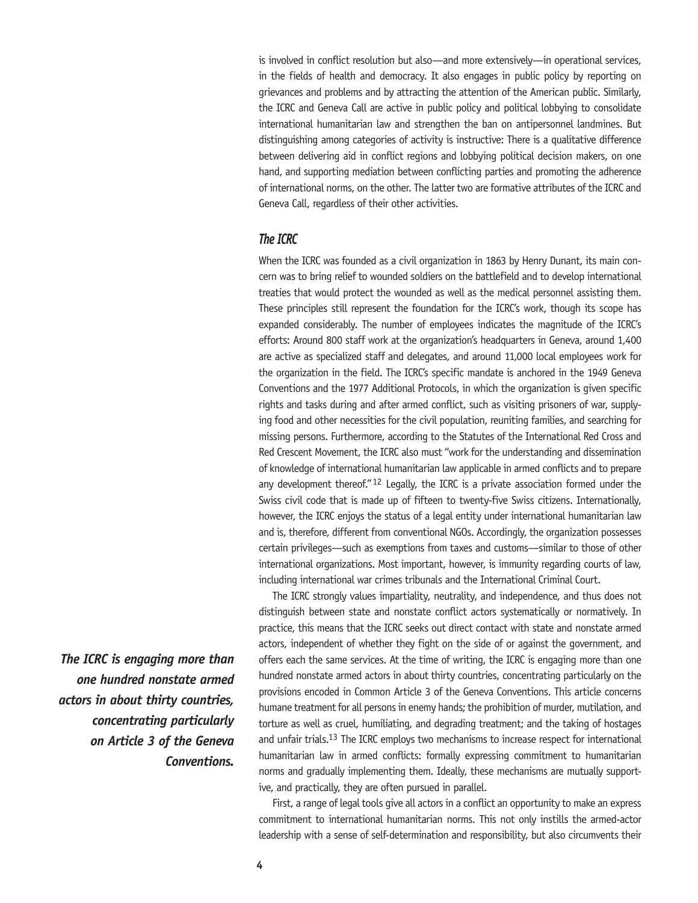is involved in conflict resolution but also—and more extensively—in operational services, in the fields of health and democracy. It also engages in public policy by reporting on grievances and problems and by attracting the attention of the American public. Similarly, the ICRC and Geneva Call are active in public policy and political lobbying to consolidate international humanitarian law and strengthen the ban on antipersonnel landmines. But distinguishing among categories of activity is instructive: There is a qualitative difference between delivering aid in conflict regions and lobbying political decision makers, on one hand, and supporting mediation between conflicting parties and promoting the adherence of international norms, on the other. The latter two are formative attributes of the ICRC and Geneva Call, regardless of their other activities.

### *The ICRC*

When the ICRC was founded as a civil organization in 1863 by Henry Dunant, its main concern was to bring relief to wounded soldiers on the battlefield and to develop international treaties that would protect the wounded as well as the medical personnel assisting them. These principles still represent the foundation for the ICRC's work, though its scope has expanded considerably. The number of employees indicates the magnitude of the ICRC's efforts: Around 800 staff work at the organization's headquarters in Geneva, around 1,400 are active as specialized staff and delegates, and around 11,000 local employees work for the organization in the field. The ICRC's specific mandate is anchored in the 1949 Geneva Conventions and the 1977 Additional Protocols, in which the organization is given specific rights and tasks during and after armed conflict, such as visiting prisoners of war, supplying food and other necessities for the civil population, reuniting families, and searching for missing persons. Furthermore, according to the Statutes of the International Red Cross and Red Crescent Movement, the ICRC also must "work for the understanding and dissemination of knowledge of international humanitarian law applicable in armed conflicts and to prepare any development thereof."[12] Legally, the ICRC is a private association formed under the Swiss civil code that is made up of fifteen to twenty-five Swiss citizens. Internationally, however, the ICRC enjoys the status of a legal entity under international humanitarian law and is, therefore, different from conventional NGOs. Accordingly, the organization possesses certain privileges—such as exemptions from taxes and customs—similar to those of other international organizations. Most important, however, is immunity regarding courts of law, including international war crimes tribunals and the International Criminal Court.

***The ICRC is engaging more than one hundred nonstate armed actors in about thirty countries, concentrating particularly on Article 3 of the Geneva Conventions.***

The ICRC strongly values impartiality, neutrality, and independence, and thus does not distinguish between state and nonstate conflict actors systematically or normatively. In practice, this means that the ICRC seeks out direct contact with state and nonstate armed actors, independent of whether they fight on the side of or against the government, and offers each the same services. At the time of writing, the ICRC is engaging more than one hundred nonstate armed actors in about thirty countries, concentrating particularly on the provisions encoded in Common Article 3 of the Geneva Conventions. This article concerns humane treatment for all persons in enemy hands; the prohibition of murder, mutilation, and torture as well as cruel, humiliating, and degrading treatment; and the taking of hostages and unfair trials.[13] The ICRC employs two mechanisms to increase respect for international humanitarian law in armed conflicts: formally expressing commitment to humanitarian norms and gradually implementing them. Ideally, these mechanisms are mutually supportive, and practically, they are often pursued in parallel.

First, a range of legal tools give all actors in a conflict an opportunity to make an express commitment to international humanitarian norms. This not only instills the armed-actor leadership with a sense of self-determination and responsibility, but also circumvents their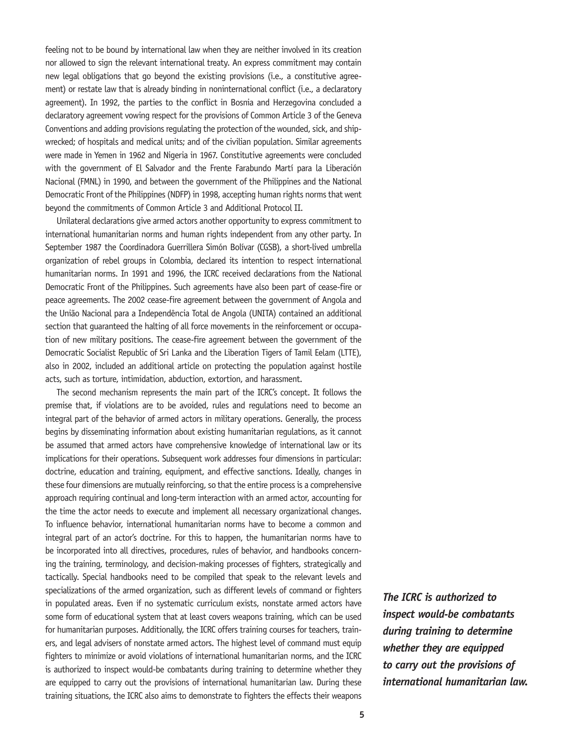feeling not to be bound by international law when they are neither involved in its creation nor allowed to sign the relevant international treaty. An express commitment may contain new legal obligations that go beyond the existing provisions (i.e., a constitutive agreement) or restate law that is already binding in noninternational conflict (i.e., a declaratory agreement). In 1992, the parties to the conflict in Bosnia and Herzegovina concluded a declaratory agreement vowing respect for the provisions of Common Article 3 of the Geneva Conventions and adding provisions regulating the protection of the wounded, sick, and shipwrecked; of hospitals and medical units; and of the civilian population. Similar agreements were made in Yemen in 1962 and Nigeria in 1967. Constitutive agreements were concluded with the government of El Salvador and the Frente Farabundo Martí para la Liberación Nacional (FMNL) in 1990, and between the government of the Philippines and the National Democratic Front of the Philippines (NDFP) in 1998, accepting human rights norms that went beyond the commitments of Common Article 3 and Additional Protocol II.

Unilateral declarations give armed actors another opportunity to express commitment to international humanitarian norms and human rights independent from any other party. In September 1987 the Coordinadora Guerrillera Simón Bolívar (CGSB), a short-lived umbrella organization of rebel groups in Colombia, declared its intention to respect international humanitarian norms. In 1991 and 1996, the ICRC received declarations from the National Democratic Front of the Philippines. Such agreements have also been part of cease-fire or peace agreements. The 2002 cease-fire agreement between the government of Angola and the União Nacional para a Independência Total de Angola (UNITA) contained an additional section that guaranteed the halting of all force movements in the reinforcement or occupation of new military positions. The cease-fire agreement between the government of the Democratic Socialist Republic of Sri Lanka and the Liberation Tigers of Tamil Eelam (LTTE), also in 2002, included an additional article on protecting the population against hostile acts, such as torture, intimidation, abduction, extortion, and harassment.

The second mechanism represents the main part of the ICRC's concept. It follows the premise that, if violations are to be avoided, rules and regulations need to become an integral part of the behavior of armed actors in military operations. Generally, the process begins by disseminating information about existing humanitarian regulations, as it cannot be assumed that armed actors have comprehensive knowledge of international law or its implications for their operations. Subsequent work addresses four dimensions in particular: doctrine, education and training, equipment, and effective sanctions. Ideally, changes in these four dimensions are mutually reinforcing, so that the entire process is a comprehensive approach requiring continual and long-term interaction with an armed actor, accounting for the time the actor needs to execute and implement all necessary organizational changes. To influence behavior, international humanitarian norms have to become a common and integral part of an actor's doctrine. For this to happen, the humanitarian norms have to be incorporated into all directives, procedures, rules of behavior, and handbooks concerning the training, terminology, and decision-making processes of fighters, strategically and tactically. Special handbooks need to be compiled that speak to the relevant levels and specializations of the armed organization, such as different levels of command or fighters in populated areas. Even if no systematic curriculum exists, nonstate armed actors have some form of educational system that at least covers weapons training, which can be used for humanitarian purposes. Additionally, the ICRC offers training courses for teachers, trainers, and legal advisers of nonstate armed actors. The highest level of command must equip fighters to minimize or avoid violations of international humanitarian norms, and the ICRC is authorized to inspect would-be combatants during training to determine whether they are equipped to carry out the provisions of international humanitarian law. During these training situations, the ICRC also aims to demonstrate to fighters the effects their weapons

***The ICRC is authorized to inspect would-be combatants during training to determine whether they are equipped to carry out the provisions of international humanitarian law.***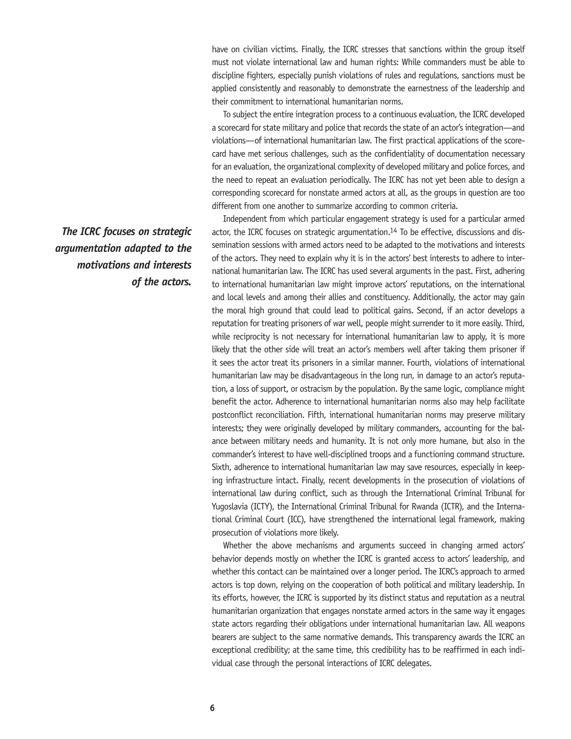have on civilian victims. Finally, the ICRC stresses that sanctions within the group itself must not violate international law and human rights: While commanders must be able to discipline fighters, especially punish violations of rules and regulations, sanctions must be applied consistently and reasonably to demonstrate the earnestness of the leadership and their commitment to international humanitarian norms.

To subject the entire integration process to a continuous evaluation, the ICRC developed a scorecard for state military and police that records the state of an actor's integration—and violations—of international humanitarian law. The first practical applications of the scorecard have met serious challenges, such as the confidentiality of documentation necessary for an evaluation, the organizational complexity of developed military and police forces, and the need to repeat an evaluation periodically. The ICRC has not yet been able to design a corresponding scorecard for nonstate armed actors at all, as the groups in question are too different from one another to summarize according to common criteria.

***The ICRC focuses on strategic argumentation adapted to the motivations and interests of the actors.***

Independent from which particular engagement strategy is used for a particular armed actor, the ICRC focuses on strategic argumentation.[14] To be effective, discussions and dissemination sessions with armed actors need to be adapted to the motivations and interests of the actors. They need to explain why it is in the actors' best interests to adhere to international humanitarian law. The ICRC has used several arguments in the past. First, adhering to international humanitarian law might improve actors' reputations, on the international and local levels and among their allies and constituency. Additionally, the actor may gain the moral high ground that could lead to political gains. Second, if an actor develops a reputation for treating prisoners of war well, people might surrender to it more easily. Third, while reciprocity is not necessary for international humanitarian law to apply, it is more likely that the other side will treat an actor's members well after taking them prisoner if it sees the actor treat its prisoners in a similar manner. Fourth, violations of international humanitarian law may be disadvantageous in the long run, in damage to an actor's reputation, a loss of support, or ostracism by the population. By the same logic, compliance might benefit the actor. Adherence to international humanitarian norms also may help facilitate postconflict reconciliation. Fifth, international humanitarian norms may preserve military interests; they were originally developed by military commanders, accounting for the balance between military needs and humanity. It is not only more humane, but also in the commander's interest to have well-disciplined troops and a functioning command structure. Sixth, adherence to international humanitarian law may save resources, especially in keeping infrastructure intact. Finally, recent developments in the prosecution of violations of international law during conflict, such as through the International Criminal Tribunal for Yugoslavia (ICTY), the International Criminal Tribunal for Rwanda (ICTR), and the International Criminal Court (ICC), have strengthened the international legal framework, making prosecution of violations more likely.

Whether the above mechanisms and arguments succeed in changing armed actors' behavior depends mostly on whether the ICRC is granted access to actors' leadership, and whether this contact can be maintained over a longer period. The ICRC's approach to armed actors is top down, relying on the cooperation of both political and military leadership. In its efforts, however, the ICRC is supported by its distinct status and reputation as a neutral humanitarian organization that engages nonstate armed actors in the same way it engages state actors regarding their obligations under international humanitarian law. All weapons bearers are subject to the same normative demands. This transparency awards the ICRC an exceptional credibility; at the same time, this credibility has to be reaffirmed in each individual case through the personal interactions of ICRC delegates.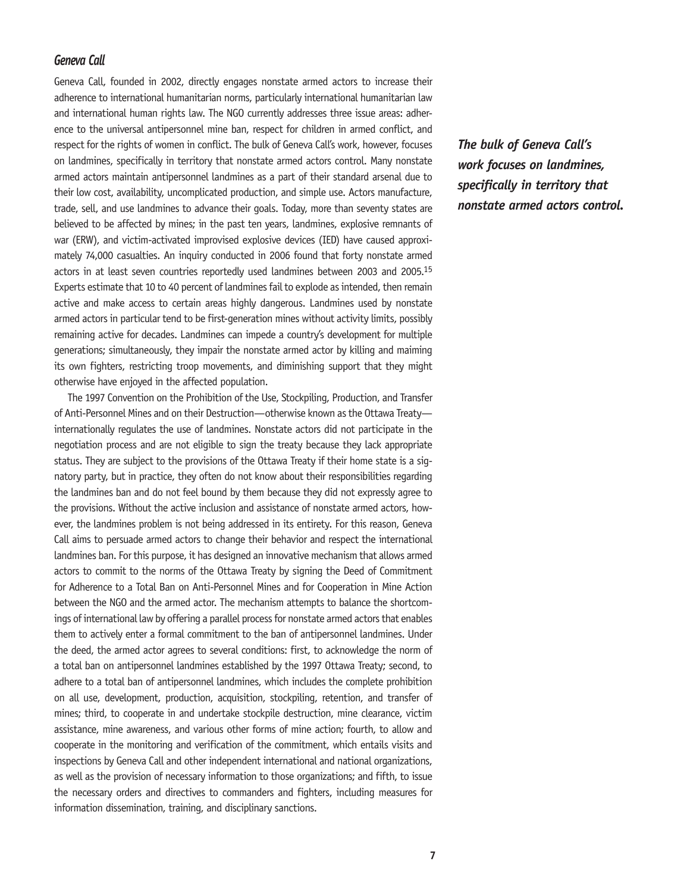### *Geneva Call*

Geneva Call, founded in 2002, directly engages nonstate armed actors to increase their adherence to international humanitarian norms, particularly international humanitarian law and international human rights law. The NGO currently addresses three issue areas: adherence to the universal antipersonnel mine ban, respect for children in armed conflict, and respect for the rights of women in conflict. The bulk of Geneva Call's work, however, focuses on landmines, specifically in territory that nonstate armed actors control. Many nonstate armed actors maintain antipersonnel landmines as a part of their standard arsenal due to their low cost, availability, uncomplicated production, and simple use. Actors manufacture, trade, sell, and use landmines to advance their goals. Today, more than seventy states are believed to be affected by mines; in the past ten years, landmines, explosive remnants of war (ERW), and victim-activated improvised explosive devices (IED) have caused approximately 74,000 casualties. An inquiry conducted in 2006 found that forty nonstate armed actors in at least seven countries reportedly used landmines between 2003 and 2005.[15] Experts estimate that 10 to 40 percent of landmines fail to explode as intended, then remain active and make access to certain areas highly dangerous. Landmines used by nonstate armed actors in particular tend to be first-generation mines without activity limits, possibly remaining active for decades. Landmines can impede a country's development for multiple generations; simultaneously, they impair the nonstate armed actor by killing and maiming its own fighters, restricting troop movements, and diminishing support that they might otherwise have enjoyed in the affected population.

***The bulk of Geneva Call's work focuses on landmines, specifically in territory that nonstate armed actors control.***

The 1997 Convention on the Prohibition of the Use, Stockpiling, Production, and Transfer of Anti-Personnel Mines and on their Destruction—otherwise known as the Ottawa Treaty—internationally regulates the use of landmines. Nonstate actors did not participate in the negotiation process and are not eligible to sign the treaty because they lack appropriate status. They are subject to the provisions of the Ottawa Treaty if their home state is a signatory party, but in practice, they often do not know about their responsibilities regarding the landmines ban and do not feel bound by them because they did not expressly agree to the provisions. Without the active inclusion and assistance of nonstate armed actors, however, the landmines problem is not being addressed in its entirety. For this reason, Geneva Call aims to persuade armed actors to change their behavior and respect the international landmines ban. For this purpose, it has designed an innovative mechanism that allows armed actors to commit to the norms of the Ottawa Treaty by signing the Deed of Commitment for Adherence to a Total Ban on Anti-Personnel Mines and for Cooperation in Mine Action between the NGO and the armed actor. The mechanism attempts to balance the shortcomings of international law by offering a parallel process for nonstate armed actors that enables them to actively enter a formal commitment to the ban of antipersonnel landmines. Under the deed, the armed actor agrees to several conditions: first, to acknowledge the norm of a total ban on antipersonnel landmines established by the 1997 Ottawa Treaty; second, to adhere to a total ban of antipersonnel landmines, which includes the complete prohibition on all use, development, production, acquisition, stockpiling, retention, and transfer of mines; third, to cooperate in and undertake stockpile destruction, mine clearance, victim assistance, mine awareness, and various other forms of mine action; fourth, to allow and cooperate in the monitoring and verification of the commitment, which entails visits and inspections by Geneva Call and other independent international and national organizations, as well as the provision of necessary information to those organizations; and fifth, to issue the necessary orders and directives to commanders and fighters, including measures for information dissemination, training, and disciplinary sanctions.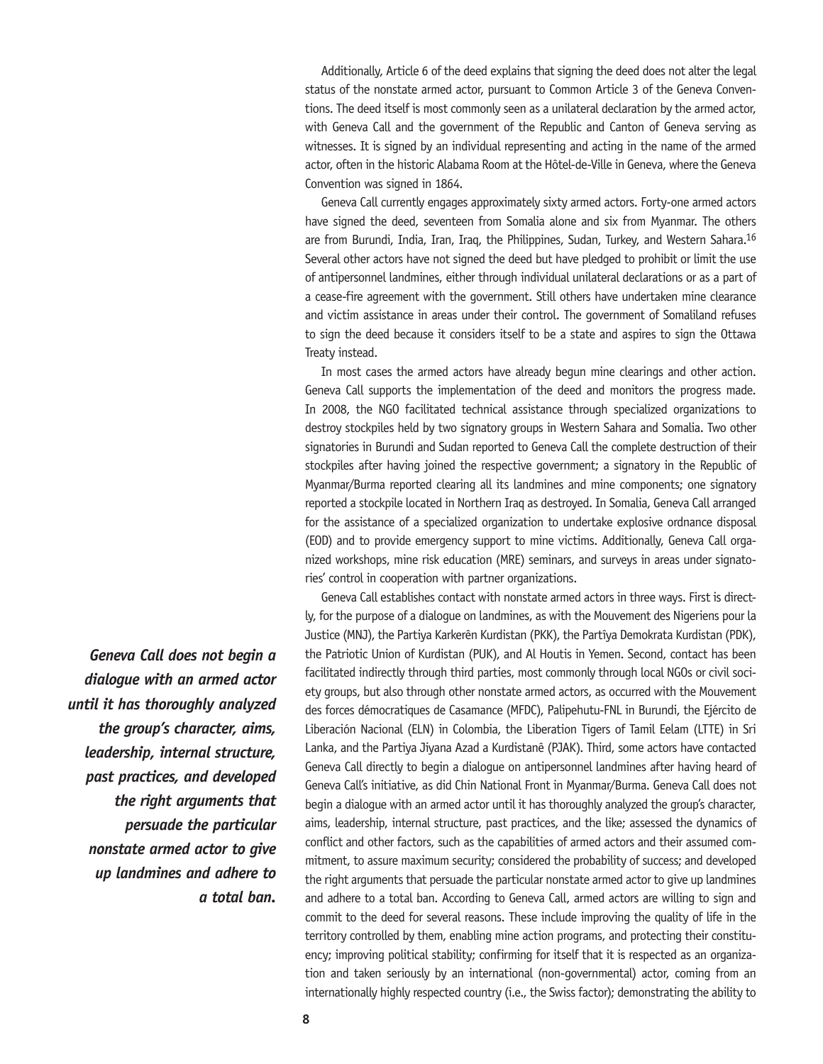Additionally, Article 6 of the deed explains that signing the deed does not alter the legal status of the nonstate armed actor, pursuant to Common Article 3 of the Geneva Conventions. The deed itself is most commonly seen as a unilateral declaration by the armed actor, with Geneva Call and the government of the Republic and Canton of Geneva serving as witnesses. It is signed by an individual representing and acting in the name of the armed actor, often in the historic Alabama Room at the Hôtel-de-Ville in Geneva, where the Geneva Convention was signed in 1864.

Geneva Call currently engages approximately sixty armed actors. Forty-one armed actors have signed the deed, seventeen from Somalia alone and six from Myanmar. The others are from Burundi, India, Iran, Iraq, the Philippines, Sudan, Turkey, and Western Sahara.[16] Several other actors have not signed the deed but have pledged to prohibit or limit the use of antipersonnel landmines, either through individual unilateral declarations or as a part of a cease-fire agreement with the government. Still others have undertaken mine clearance and victim assistance in areas under their control. The government of Somaliland refuses to sign the deed because it considers itself to be a state and aspires to sign the Ottawa Treaty instead.

In most cases the armed actors have already begun mine clearings and other action. Geneva Call supports the implementation of the deed and monitors the progress made. In 2008, the NGO facilitated technical assistance through specialized organizations to destroy stockpiles held by two signatory groups in Western Sahara and Somalia. Two other signatories in Burundi and Sudan reported to Geneva Call the complete destruction of their stockpiles after having joined the respective government; a signatory in the Republic of Myanmar/Burma reported clearing all its landmines and mine components; one signatory reported a stockpile located in Northern Iraq as destroyed. In Somalia, Geneva Call arranged for the assistance of a specialized organization to undertake explosive ordnance disposal (EOD) and to provide emergency support to mine victims. Additionally, Geneva Call organized workshops, mine risk education (MRE) seminars, and surveys in areas under signatories' control in cooperation with partner organizations.

Geneva Call establishes contact with nonstate armed actors in three ways. First is directly, for the purpose of a dialogue on landmines, as with the Mouvement des Nigeriens pour la Justice (MNJ), the Partiya Karkerên Kurdistan (PKK), the Partiya Demokrata Kurdistan (PDK), the Patriotic Union of Kurdistan (PUK), and Al Houtis in Yemen. Second, contact has been facilitated indirectly through third parties, most commonly through local NGOs or civil society groups, but also through other nonstate armed actors, as occurred with the Mouvement des forces démocratiques de Casamance (MFDC), Palipehutu-FNL in Burundi, the Ejército de Liberación Nacional (ELN) in Colombia, the Liberation Tigers of Tamil Eelam (LTTE) in Sri Lanka, and the Partiya Jiyana Azad a Kurdistanê (PJAK). Third, some actors have contacted Geneva Call directly to begin a dialogue on antipersonnel landmines after having heard of Geneva Call's initiative, as did Chin National Front in Myanmar/Burma. Geneva Call does not begin a dialogue with an armed actor until it has thoroughly analyzed the group's character, aims, leadership, internal structure, past practices, and the like; assessed the dynamics of conflict and other factors, such as the capabilities of armed actors and their assumed commitment, to assure maximum security; considered the probability of success; and developed the right arguments that persuade the particular nonstate armed actor to give up landmines and adhere to a total ban. According to Geneva Call, armed actors are willing to sign and commit to the deed for several reasons. These include improving the quality of life in the territory controlled by them, enabling mine action programs, and protecting their constituency; improving political stability; confirming for itself that it is respected as an organization and taken seriously by an international (non-governmental) actor, coming from an internationally highly respected country (i.e., the Swiss factor); demonstrating the ability to

***Geneva Call does not begin a dialogue with an armed actor until it has thoroughly analyzed the group's character, aims, leadership, internal structure, past practices, and developed the right arguments that persuade the particular nonstate armed actor to give up landmines and adhere to a total ban.***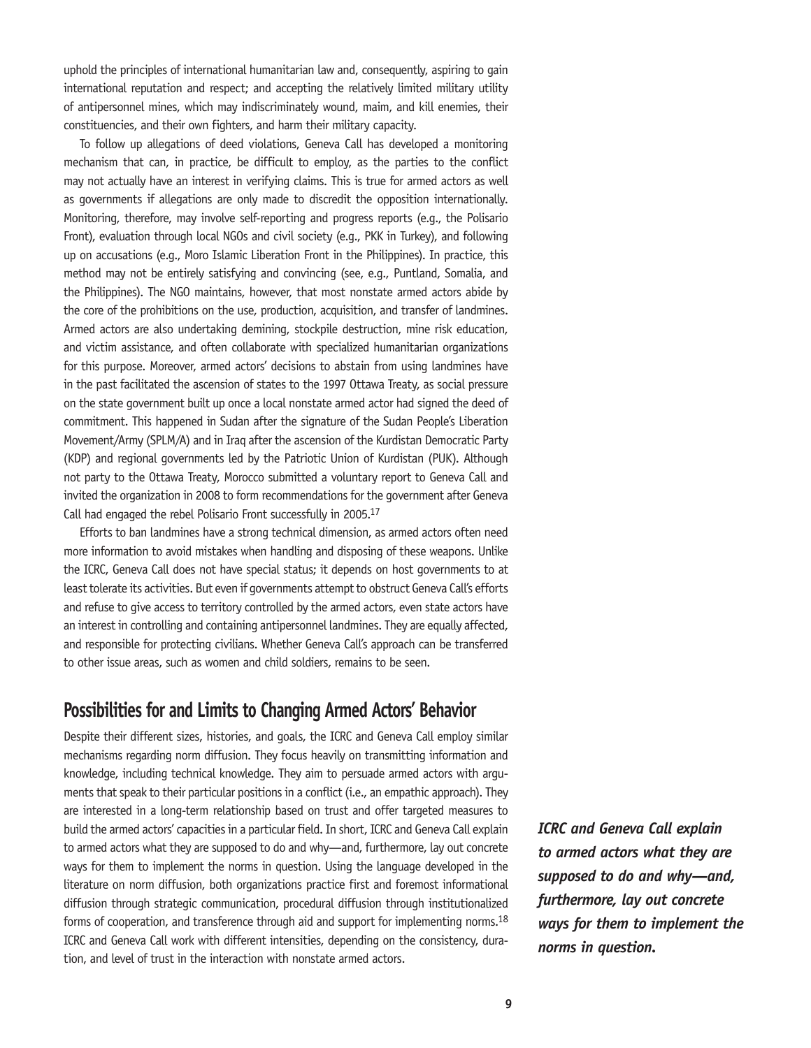uphold the principles of international humanitarian law and, consequently, aspiring to gain international reputation and respect; and accepting the relatively limited military utility of antipersonnel mines, which may indiscriminately wound, maim, and kill enemies, their constituencies, and their own fighters, and harm their military capacity.

To follow up allegations of deed violations, Geneva Call has developed a monitoring mechanism that can, in practice, be difficult to employ, as the parties to the conflict may not actually have an interest in verifying claims. This is true for armed actors as well as governments if allegations are only made to discredit the opposition internationally. Monitoring, therefore, may involve self-reporting and progress reports (e.g., the Polisario Front), evaluation through local NGOs and civil society (e.g., PKK in Turkey), and following up on accusations (e.g., Moro Islamic Liberation Front in the Philippines). In practice, this method may not be entirely satisfying and convincing (see, e.g., Puntland, Somalia, and the Philippines). The NGO maintains, however, that most nonstate armed actors abide by the core of the prohibitions on the use, production, acquisition, and transfer of landmines. Armed actors are also undertaking demining, stockpile destruction, mine risk education, and victim assistance, and often collaborate with specialized humanitarian organizations for this purpose. Moreover, armed actors' decisions to abstain from using landmines have in the past facilitated the ascension of states to the 1997 Ottawa Treaty, as social pressure on the state government built up once a local nonstate armed actor had signed the deed of commitment. This happened in Sudan after the signature of the Sudan People's Liberation Movement/Army (SPLM/A) and in Iraq after the ascension of the Kurdistan Democratic Party (KDP) and regional governments led by the Patriotic Union of Kurdistan (PUK). Although not party to the Ottawa Treaty, Morocco submitted a voluntary report to Geneva Call and invited the organization in 2008 to form recommendations for the government after Geneva Call had engaged the rebel Polisario Front successfully in 2005.[17]

Efforts to ban landmines have a strong technical dimension, as armed actors often need more information to avoid mistakes when handling and disposing of these weapons. Unlike the ICRC, Geneva Call does not have special status; it depends on host governments to at least tolerate its activities. But even if governments attempt to obstruct Geneva Call's efforts and refuse to give access to territory controlled by the armed actors, even state actors have an interest in controlling and containing antipersonnel landmines. They are equally affected, and responsible for protecting civilians. Whether Geneva Call's approach can be transferred to other issue areas, such as women and child soldiers, remains to be seen.

## Possibilities for and Limits to Changing Armed Actors' Behavior

Despite their different sizes, histories, and goals, the ICRC and Geneva Call employ similar mechanisms regarding norm diffusion. They focus heavily on transmitting information and knowledge, including technical knowledge. They aim to persuade armed actors with arguments that speak to their particular positions in a conflict (i.e., an empathic approach). They are interested in a long-term relationship based on trust and offer targeted measures to build the armed actors' capacities in a particular field. In short, ICRC and Geneva Call explain to armed actors what they are supposed to do and why—and, furthermore, lay out concrete ways for them to implement the norms in question. Using the language developed in the literature on norm diffusion, both organizations practice first and foremost informational diffusion through strategic communication, procedural diffusion through institutionalized forms of cooperation, and transference through aid and support for implementing norms.[18] ICRC and Geneva Call work with different intensities, depending on the consistency, duration, and level of trust in the interaction with nonstate armed actors.

***ICRC and Geneva Call explain to armed actors what they are supposed to do and why—and, furthermore, lay out concrete ways for them to implement the norms in question.***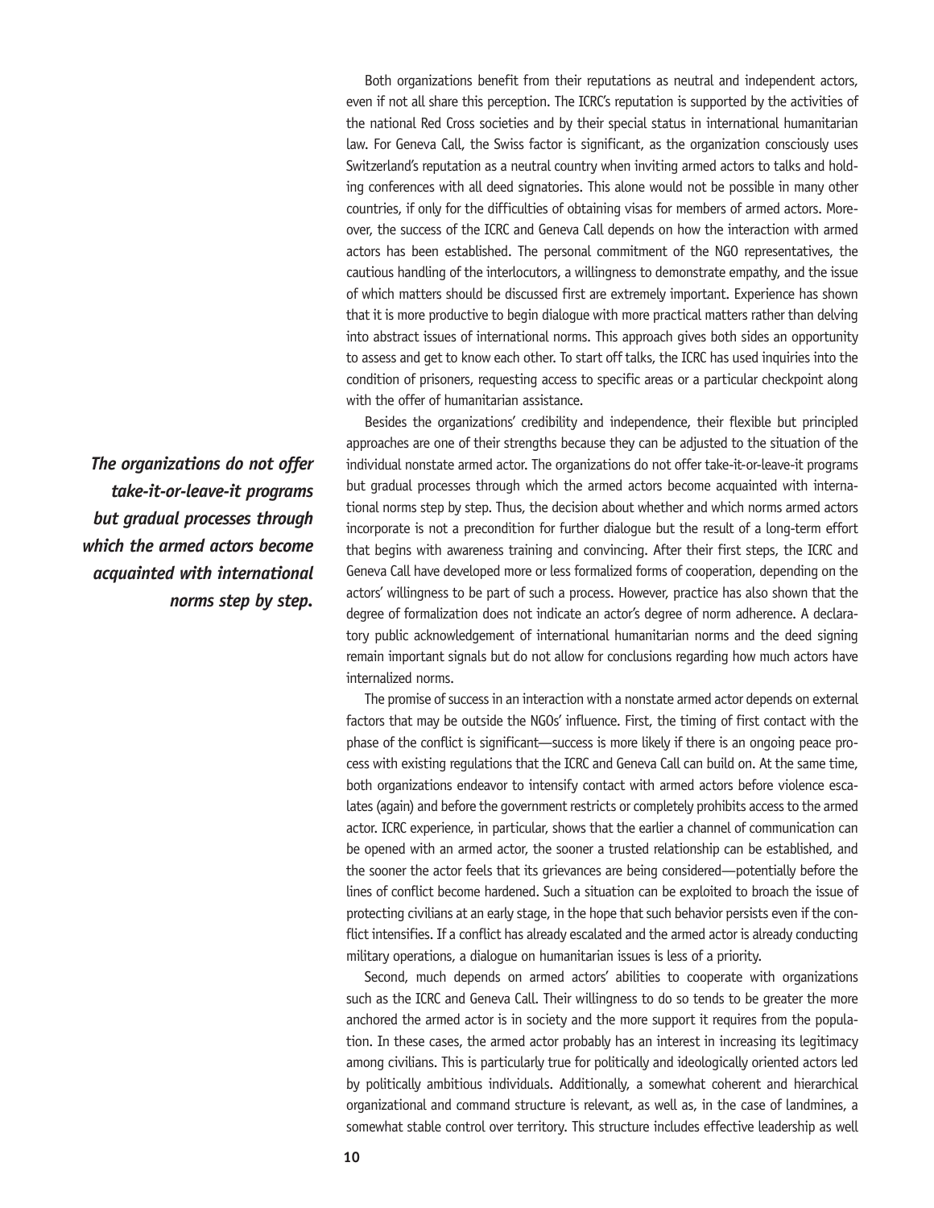Both organizations benefit from their reputations as neutral and independent actors, even if not all share this perception. The ICRC's reputation is supported by the activities of the national Red Cross societies and by their special status in international humanitarian law. For Geneva Call, the Swiss factor is significant, as the organization consciously uses Switzerland's reputation as a neutral country when inviting armed actors to talks and holding conferences with all deed signatories. This alone would not be possible in many other countries, if only for the difficulties of obtaining visas for members of armed actors. Moreover, the success of the ICRC and Geneva Call depends on how the interaction with armed actors has been established. The personal commitment of the NGO representatives, the cautious handling of the interlocutors, a willingness to demonstrate empathy, and the issue of which matters should be discussed first are extremely important. Experience has shown that it is more productive to begin dialogue with more practical matters rather than delving into abstract issues of international norms. This approach gives both sides an opportunity to assess and get to know each other. To start off talks, the ICRC has used inquiries into the condition of prisoners, requesting access to specific areas or a particular checkpoint along with the offer of humanitarian assistance.

Besides the organizations' credibility and independence, their flexible but principled approaches are one of their strengths because they can be adjusted to the situation of the individual nonstate armed actor. The organizations do not offer take-it-or-leave-it programs but gradual processes through which the armed actors become acquainted with international norms step by step. Thus, the decision about whether and which norms armed actors incorporate is not a precondition for further dialogue but the result of a long-term effort that begins with awareness training and convincing. After their first steps, the ICRC and Geneva Call have developed more or less formalized forms of cooperation, depending on the actors' willingness to be part of such a process. However, practice has also shown that the degree of formalization does not indicate an actor's degree of norm adherence. A declaratory public acknowledgement of international humanitarian norms and the deed signing remain important signals but do not allow for conclusions regarding how much actors have internalized norms.

***The organizations do not offer take-it-or-leave-it programs but gradual processes through which the armed actors become acquainted with international norms step by step.***

The promise of success in an interaction with a nonstate armed actor depends on external factors that may be outside the NGOs' influence. First, the timing of first contact with the phase of the conflict is significant—success is more likely if there is an ongoing peace process with existing regulations that the ICRC and Geneva Call can build on. At the same time, both organizations endeavor to intensify contact with armed actors before violence escalates (again) and before the government restricts or completely prohibits access to the armed actor. ICRC experience, in particular, shows that the earlier a channel of communication can be opened with an armed actor, the sooner a trusted relationship can be established, and the sooner the actor feels that its grievances are being considered—potentially before the lines of conflict become hardened. Such a situation can be exploited to broach the issue of protecting civilians at an early stage, in the hope that such behavior persists even if the conflict intensifies. If a conflict has already escalated and the armed actor is already conducting military operations, a dialogue on humanitarian issues is less of a priority.

Second, much depends on armed actors' abilities to cooperate with organizations such as the ICRC and Geneva Call. Their willingness to do so tends to be greater the more anchored the armed actor is in society and the more support it requires from the population. In these cases, the armed actor probably has an interest in increasing its legitimacy among civilians. This is particularly true for politically and ideologically oriented actors led by politically ambitious individuals. Additionally, a somewhat coherent and hierarchical organizational and command structure is relevant, as well as, in the case of landmines, a somewhat stable control over territory. This structure includes effective leadership as well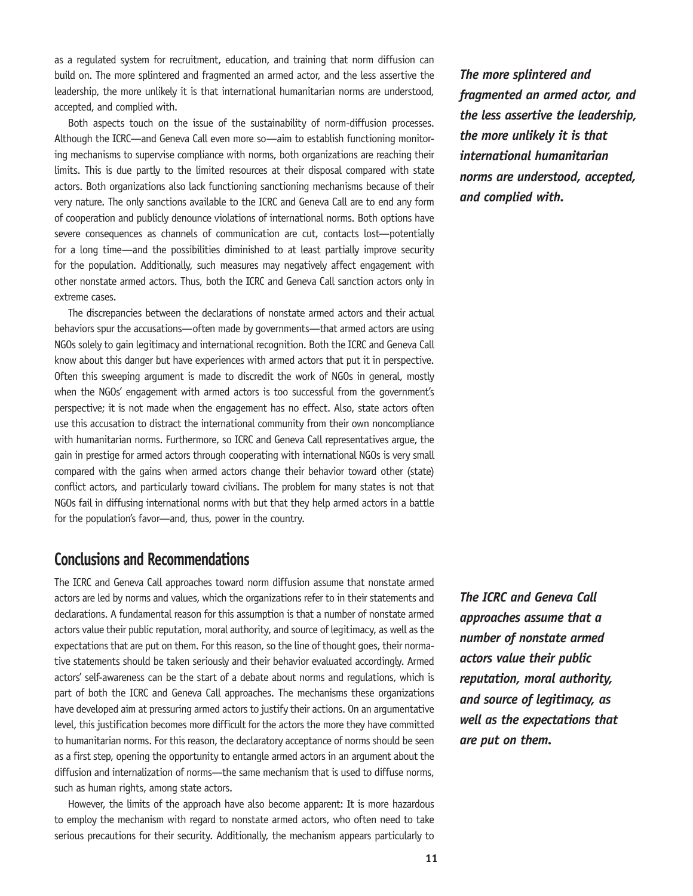as a regulated system for recruitment, education, and training that norm diffusion can build on. The more splintered and fragmented an armed actor, and the less assertive the leadership, the more unlikely it is that international humanitarian norms are understood, accepted, and complied with.

*The more splintered and fragmented an armed actor, and the less assertive the leadership, the more unlikely it is that international humanitarian norms are understood, accepted, and complied with.*

Both aspects touch on the issue of the sustainability of norm-diffusion processes. Although the ICRC—and Geneva Call even more so—aim to establish functioning monitoring mechanisms to supervise compliance with norms, both organizations are reaching their limits. This is due partly to the limited resources at their disposal compared with state actors. Both organizations also lack functioning sanctioning mechanisms because of their very nature. The only sanctions available to the ICRC and Geneva Call are to end any form of cooperation and publicly denounce violations of international norms. Both options have severe consequences as channels of communication are cut, contacts lost—potentially for a long time—and the possibilities diminished to at least partially improve security for the population. Additionally, such measures may negatively affect engagement with other nonstate armed actors. Thus, both the ICRC and Geneva Call sanction actors only in extreme cases.

The discrepancies between the declarations of nonstate armed actors and their actual behaviors spur the accusations—often made by governments—that armed actors are using NGOs solely to gain legitimacy and international recognition. Both the ICRC and Geneva Call know about this danger but have experiences with armed actors that put it in perspective. Often this sweeping argument is made to discredit the work of NGOs in general, mostly when the NGOs' engagement with armed actors is too successful from the government's perspective; it is not made when the engagement has no effect. Also, state actors often use this accusation to distract the international community from their own noncompliance with humanitarian norms. Furthermore, so ICRC and Geneva Call representatives argue, the gain in prestige for armed actors through cooperating with international NGOs is very small compared with the gains when armed actors change their behavior toward other (state) conflict actors, and particularly toward civilians. The problem for many states is not that NGOs fail in diffusing international norms with but that they help armed actors in a battle for the population's favor—and, thus, power in the country.

## Conclusions and Recommendations

The ICRC and Geneva Call approaches toward norm diffusion assume that nonstate armed actors are led by norms and values, which the organizations refer to in their statements and declarations. A fundamental reason for this assumption is that a number of nonstate armed actors value their public reputation, moral authority, and source of legitimacy, as well as the expectations that are put on them. For this reason, so the line of thought goes, their normative statements should be taken seriously and their behavior evaluated accordingly. Armed actors' self-awareness can be the start of a debate about norms and regulations, which is part of both the ICRC and Geneva Call approaches. The mechanisms these organizations have developed aim at pressuring armed actors to justify their actions. On an argumentative level, this justification becomes more difficult for the actors the more they have committed to humanitarian norms. For this reason, the declaratory acceptance of norms should be seen as a first step, opening the opportunity to entangle armed actors in an argument about the diffusion and internalization of norms—the same mechanism that is used to diffuse norms, such as human rights, among state actors.

*The ICRC and Geneva Call approaches assume that a number of nonstate armed actors value their public reputation, moral authority, and source of legitimacy, as well as the expectations that are put on them.*

However, the limits of the approach have also become apparent: It is more hazardous to employ the mechanism with regard to nonstate armed actors, who often need to take serious precautions for their security. Additionally, the mechanism appears particularly to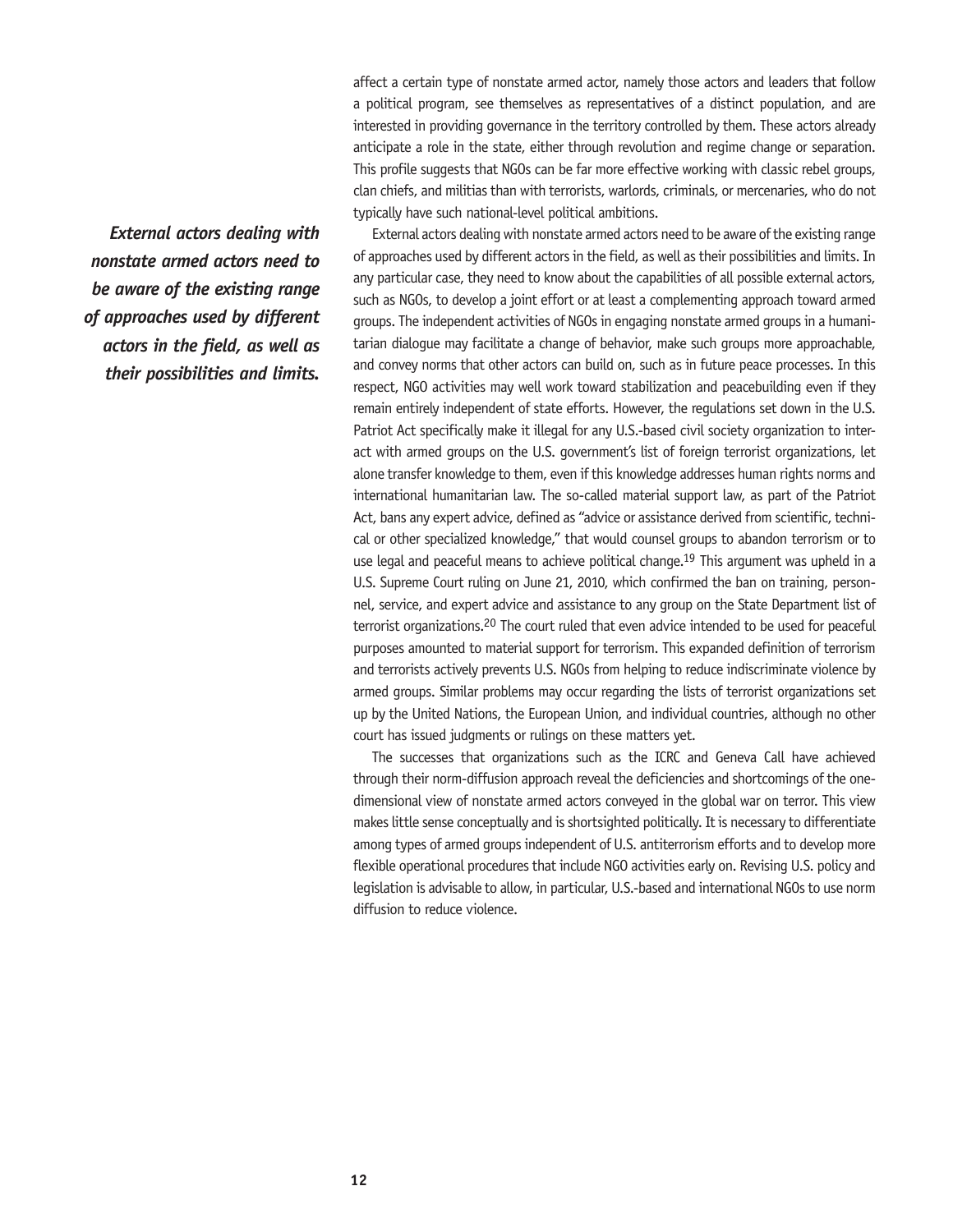affect a certain type of nonstate armed actor, namely those actors and leaders that follow a political program, see themselves as representatives of a distinct population, and are interested in providing governance in the territory controlled by them. These actors already anticipate a role in the state, either through revolution and regime change or separation. This profile suggests that NGOs can be far more effective working with classic rebel groups, clan chiefs, and militias than with terrorists, warlords, criminals, or mercenaries, who do not typically have such national-level political ambitions.

***External actors dealing with nonstate armed actors need to be aware of the existing range of approaches used by different actors in the field, as well as their possibilities and limits.***

External actors dealing with nonstate armed actors need to be aware of the existing range of approaches used by different actors in the field, as well as their possibilities and limits. In any particular case, they need to know about the capabilities of all possible external actors, such as NGOs, to develop a joint effort or at least a complementing approach toward armed groups. The independent activities of NGOs in engaging nonstate armed groups in a humanitarian dialogue may facilitate a change of behavior, make such groups more approachable, and convey norms that other actors can build on, such as in future peace processes. In this respect, NGO activities may well work toward stabilization and peacebuilding even if they remain entirely independent of state efforts. However, the regulations set down in the U.S. Patriot Act specifically make it illegal for any U.S.-based civil society organization to interact with armed groups on the U.S. government's list of foreign terrorist organizations, let alone transfer knowledge to them, even if this knowledge addresses human rights norms and international humanitarian law. The so-called material support law, as part of the Patriot Act, bans any expert advice, defined as "advice or assistance derived from scientific, technical or other specialized knowledge," that would counsel groups to abandon terrorism or to use legal and peaceful means to achieve political change.[19] This argument was upheld in a U.S. Supreme Court ruling on June 21, 2010, which confirmed the ban on training, personnel, service, and expert advice and assistance to any group on the State Department list of terrorist organizations.[20] The court ruled that even advice intended to be used for peaceful purposes amounted to material support for terrorism. This expanded definition of terrorism and terrorists actively prevents U.S. NGOs from helping to reduce indiscriminate violence by armed groups. Similar problems may occur regarding the lists of terrorist organizations set up by the United Nations, the European Union, and individual countries, although no other court has issued judgments or rulings on these matters yet.

The successes that organizations such as the ICRC and Geneva Call have achieved through their norm-diffusion approach reveal the deficiencies and shortcomings of the one-dimensional view of nonstate armed actors conveyed in the global war on terror. This view makes little sense conceptually and is shortsighted politically. It is necessary to differentiate among types of armed groups independent of U.S. antiterrorism efforts and to develop more flexible operational procedures that include NGO activities early on. Revising U.S. policy and legislation is advisable to allow, in particular, U.S.-based and international NGOs to use norm diffusion to reduce violence.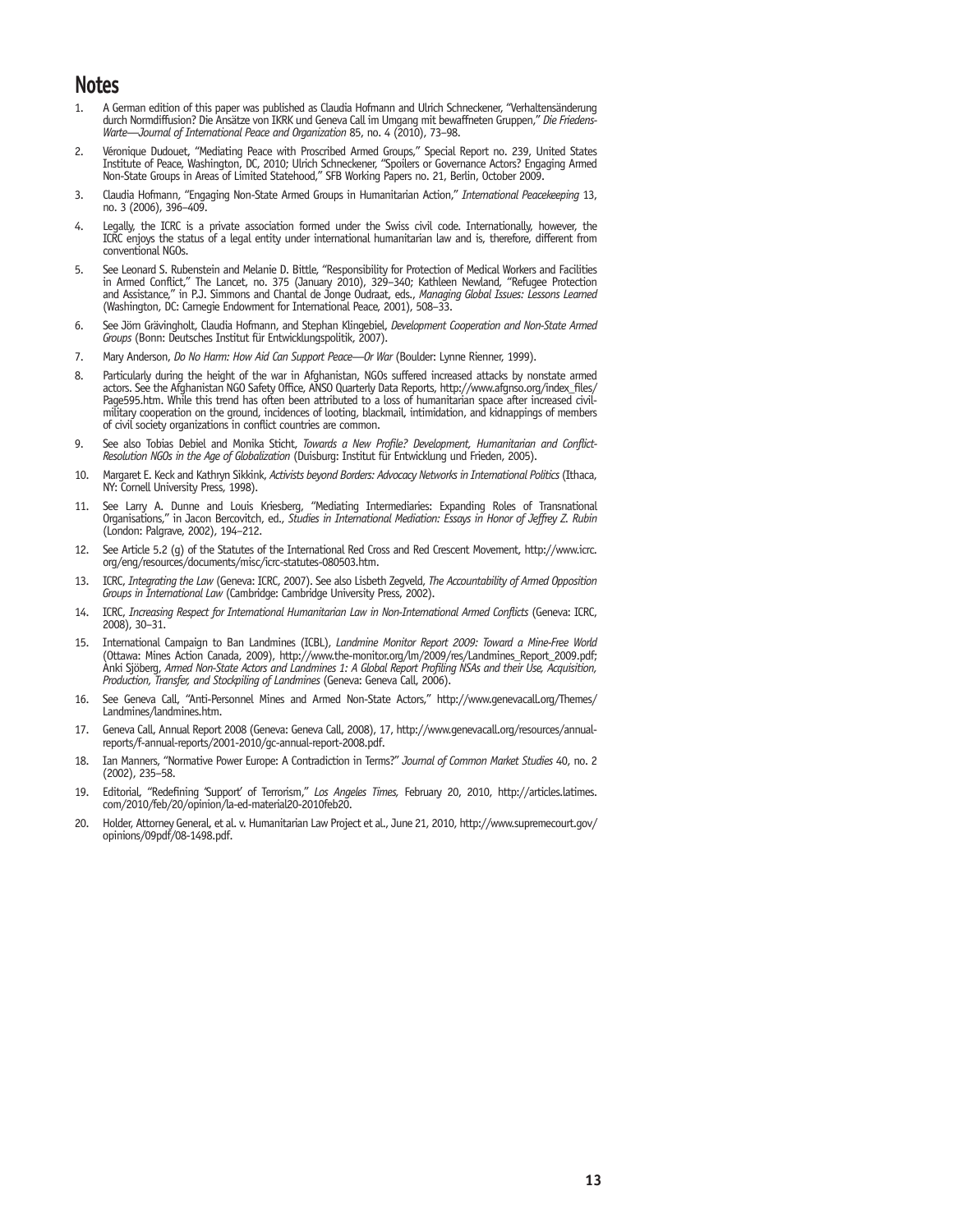# Notes

1. A German edition of this paper was published as Claudia Hofmann and Ulrich Schneckener, "Verhaltensänderung durch Normdiffusion? Die Ansätze von IKRK und Geneva Call im Umgang mit bewaffneten Gruppen," *Die Friedens-Warte—Journal of International Peace and Organization* 85, no. 4 (2010), 73–98.

2. Véronique Dudouet, "Mediating Peace with Proscribed Armed Groups," Special Report no. 239, United States Institute of Peace, Washington, DC, 2010; Ulrich Schneckener, "Spoilers or Governance Actors? Engaging Armed Non-State Groups in Areas of Limited Statehood," SFB Working Papers no. 21, Berlin, October 2009.

3. Claudia Hofmann, "Engaging Non-State Armed Groups in Humanitarian Action," *International Peacekeeping* 13, no. 3 (2006), 396–409.

4. Legally, the ICRC is a private association formed under the Swiss civil code. Internationally, however, the ICRC enjoys the status of a legal entity under international humanitarian law and is, therefore, different from conventional NGOs.

5. See Leonard S. Rubenstein and Melanie D. Bittle, "Responsibility for Protection of Medical Workers and Facilities in Armed Conflict," The Lancet, no. 375 (January 2010), 329–340; Kathleen Newland, "Refugee Protection and Assistance," in P.J. Simmons and Chantal de Jonge Oudraat, eds., *Managing Global Issues: Lessons Learned* (Washington, DC: Carnegie Endowment for International Peace, 2001), 508–33.

6. See Jörn Grävingholt, Claudia Hofmann, and Stephan Klingebiel, *Development Cooperation and Non-State Armed Groups* (Bonn: Deutsches Institut für Entwicklungspolitik, 2007).

7. Mary Anderson, *Do No Harm: How Aid Can Support Peace—Or War* (Boulder: Lynne Rienner, 1999).

8. Particularly during the height of the war in Afghanistan, NGOs suffered increased attacks by nonstate armed actors. See the Afghanistan NGO Safety Office, ANSO Quarterly Data Reports, http://www.afgnso.org/index_files/Page595.htm. While this trend has often been attributed to a loss of humanitarian space after increased civil-military cooperation on the ground, incidences of looting, blackmail, intimidation, and kidnappings of members of civil society organizations in conflict countries are common.

9. See also Tobias Debiel and Monika Sticht, *Towards a New Profile? Development, Humanitarian and Conflict-Resolution NGOs in the Age of Globalization* (Duisburg: Institut für Entwicklung und Frieden, 2005).

10. Margaret E. Keck and Kathryn Sikkink, *Activists beyond Borders: Advocacy Networks in International Politics* (Ithaca, NY: Cornell University Press, 1998).

11. See Larry A. Dunne and Louis Kriesberg, "Mediating Intermediaries: Expanding Roles of Transnational Organisations," in Jacon Bercovitch, ed., *Studies in International Mediation: Essays in Honor of Jeffrey Z. Rubin* (London: Palgrave, 2002), 194–212.

12. See Article 5.2 (g) of the Statutes of the International Red Cross and Red Crescent Movement, http://www.icrc.org/eng/resources/documents/misc/icrc-statutes-080503.htm.

13. ICRC, *Integrating the Law* (Geneva: ICRC, 2007). See also Lisbeth Zegveld, *The Accountability of Armed Opposition Groups in International Law* (Cambridge: Cambridge University Press, 2002).

14. ICRC, *Increasing Respect for International Humanitarian Law in Non-International Armed Conflicts* (Geneva: ICRC, 2008), 30–31.

15. International Campaign to Ban Landmines (ICBL), *Landmine Monitor Report 2009: Toward a Mine-Free World* (Ottawa: Mines Action Canada, 2009), http://www.the-monitor.org/lm/2009/res/Landmines_Report_2009.pdf; Anki Sjöberg, *Armed Non-State Actors and Landmines 1: A Global Report Profiling NSAs and their Use, Acquisition, Production, Transfer, and Stockpiling of Landmines* (Geneva: Geneva Call, 2006).

16. See Geneva Call, "Anti-Personnel Mines and Armed Non-State Actors," http://www.genevacall.org/Themes/Landmines/landmines.htm.

17. Geneva Call, Annual Report 2008 (Geneva: Geneva Call, 2008), 17, http://www.genevacall.org/resources/annual-reports/f-annual-reports/2001-2010/gc-annual-report-2008.pdf.

18. Ian Manners, "Normative Power Europe: A Contradiction in Terms?" *Journal of Common Market Studies* 40, no. 2 (2002), 235–58.

19. Editorial, "Redefining 'Support' of Terrorism," *Los Angeles Times,* February 20, 2010, http://articles.latimes.com/2010/feb/20/opinion/la-ed-material20-2010feb20.

20. Holder, Attorney General, et al. v. Humanitarian Law Project et al., June 21, 2010, http://www.supremecourt.gov/opinions/09pdf/08-1498.pdf.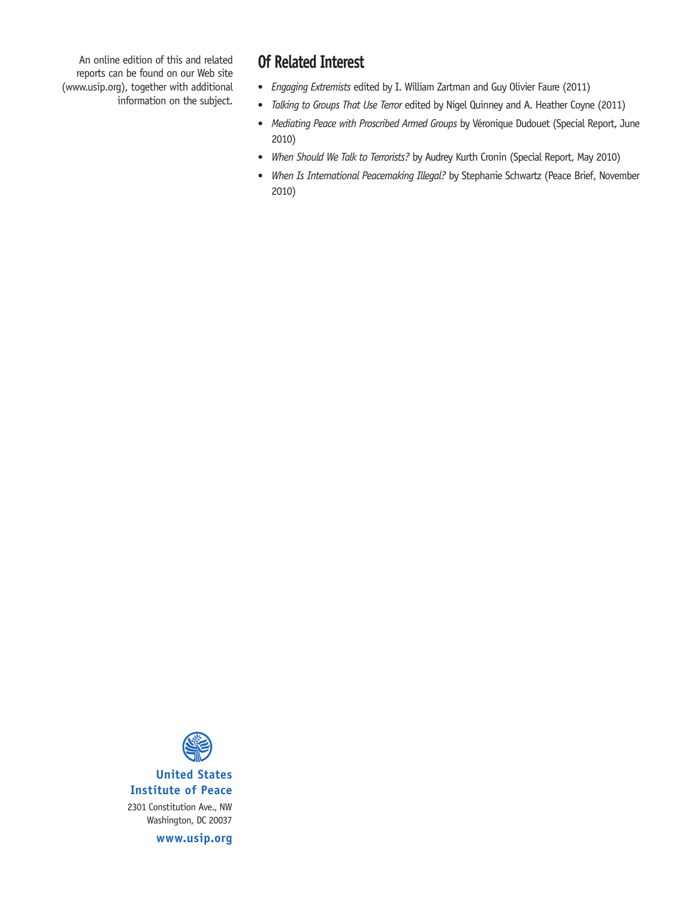An online edition of this and related reports can be found on our Web site (www.usip.org), together with additional information on the subject.

## Of Related Interest

- *Engaging Extremists* edited by I. William Zartman and Guy Olivier Faure (2011)
- *Talking to Groups That Use Terror* edited by Nigel Quinney and A. Heather Coyne (2011)
- *Mediating Peace with Proscribed Armed Groups* by Véronique Dudouet (Special Report, June 2010)
- *When Should We Talk to Terrorists?* by Audrey Kurth Cronin (Special Report, May 2010)
- *When Is International Peacemaking Illegal?* by Stephanie Schwartz (Peace Brief, November 2010)

**United States Institute of Peace**

2301 Constitution Ave., NW
Washington, DC 20037

**www.usip.org**